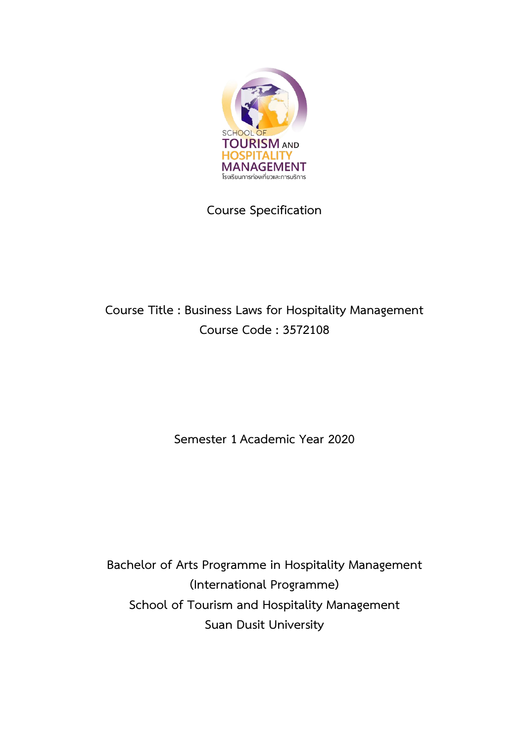SCHOOL OF
TOURISM AND
HOSPITALITY
MANAGEMENT
โรงเรียนการท่องเที่ยวและการบริการ

# Course Specification

**Course Title : Business Laws for Hospitality Management**

**Course Code : 3572108**

Semester 1 Academic Year 2020

Bachelor of Arts Programme in Hospitality Management
(International Programme)
School of Tourism and Hospitality Management
Suan Dusit University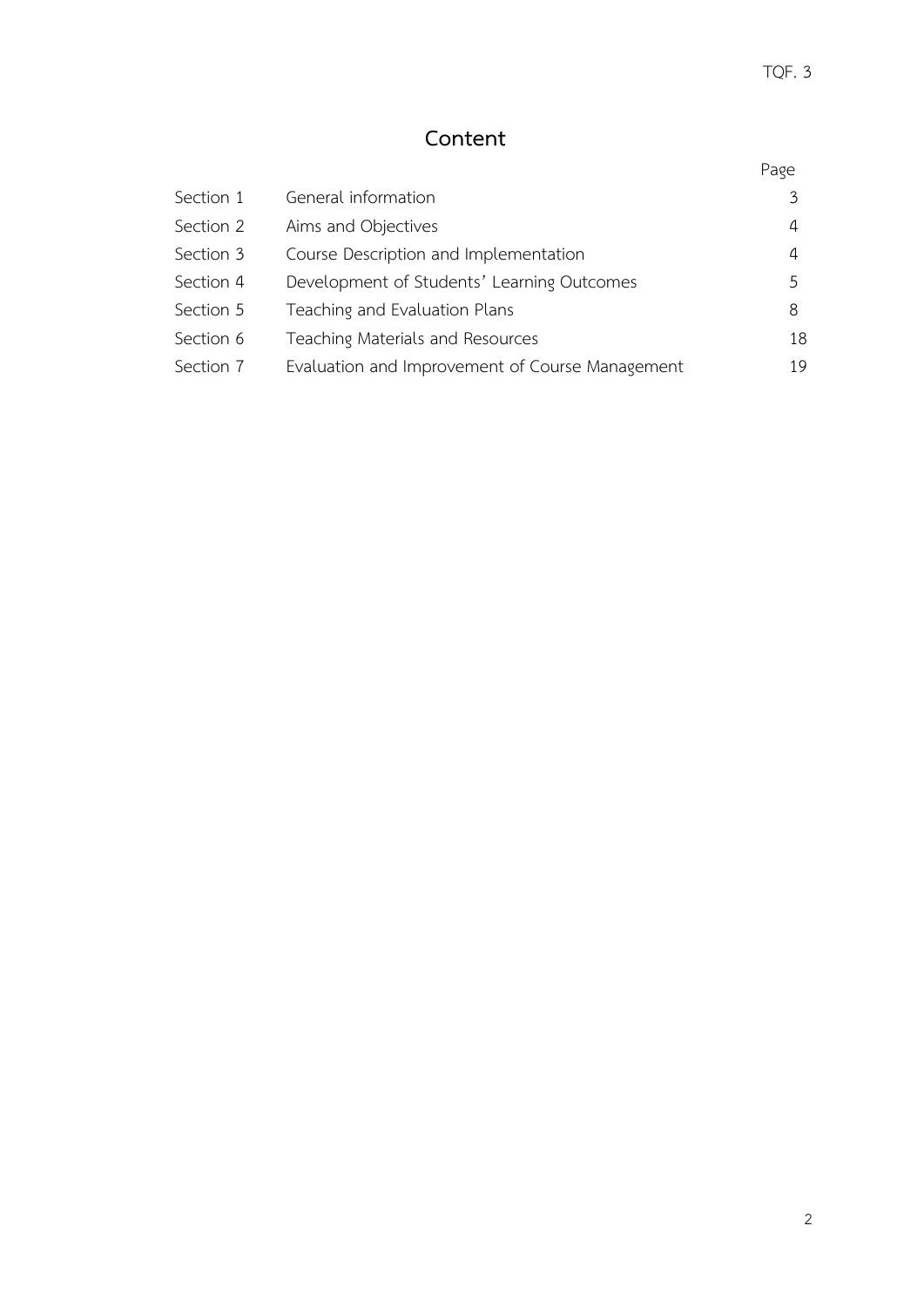# Content

| | | Page |
|---|---|---|
| Section 1 | General information | 3 |
| Section 2 | Aims and Objectives | 4 |
| Section 3 | Course Description and Implementation | 4 |
| Section 4 | Development of Students' Learning Outcomes | 5 |
| Section 5 | Teaching and Evaluation Plans | 8 |
| Section 6 | Teaching Materials and Resources | 18 |
| Section 7 | Evaluation and Improvement of Course Management | 19 |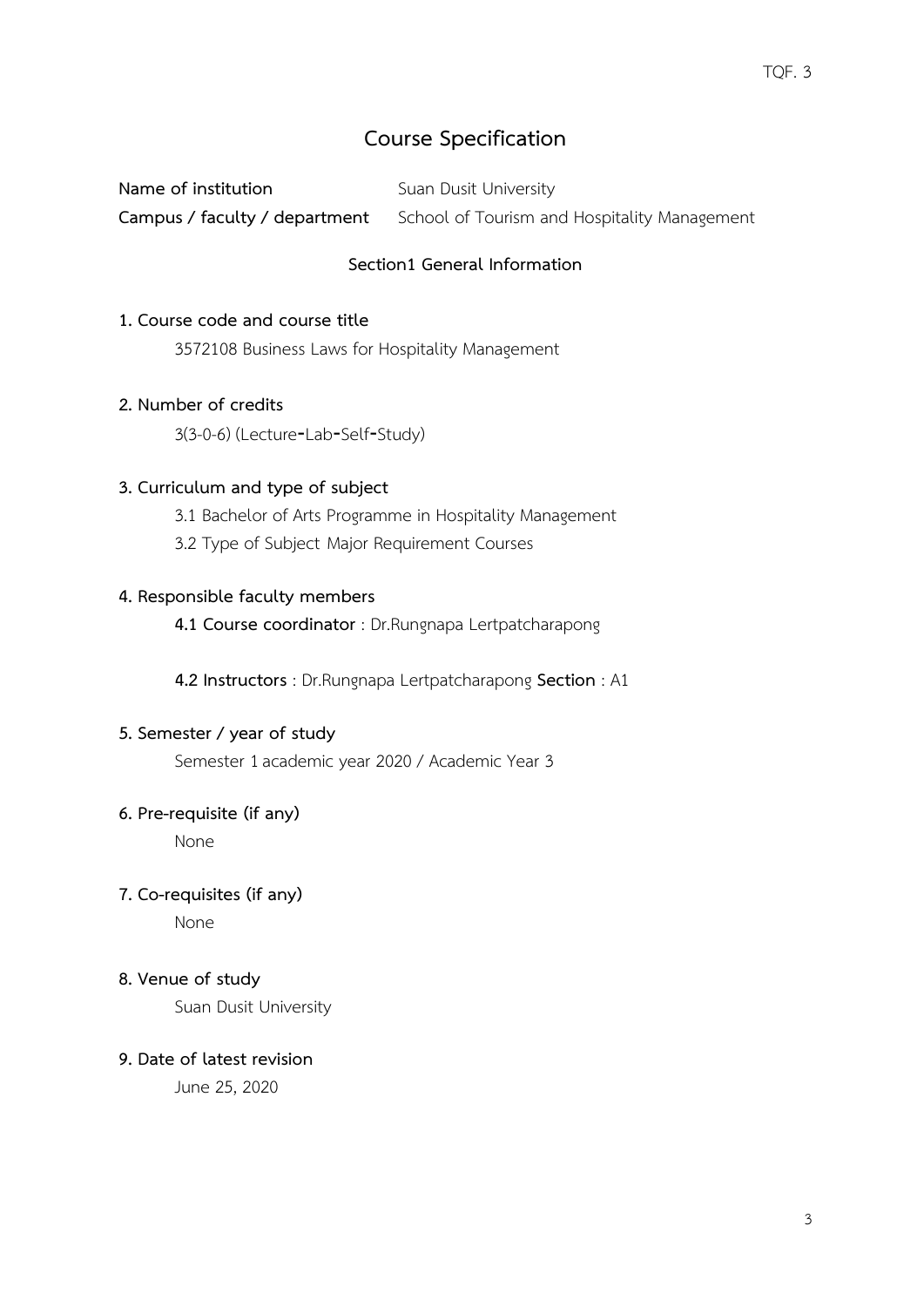# Course Specification

**Name of institution** Suan Dusit University

**Campus / faculty / department** School of Tourism and Hospitality Management

## Section1 General Information

**1. Course code and course title**

3572108 Business Laws for Hospitality Management

**2. Number of credits**

3(3-0-6) (Lecture-Lab-Self-Study)

**3. Curriculum and type of subject**

3.1 Bachelor of Arts Programme in Hospitality Management

3.2 Type of Subject Major Requirement Courses

**4. Responsible faculty members**

**4.1 Course coordinator** : Dr.Rungnapa Lertpatcharapong

**4.2 Instructors** : Dr.Rungnapa Lertpatcharapong **Section** : A1

**5. Semester / year of study**

Semester 1 academic year 2020 / Academic Year 3

**6. Pre-requisite (if any)**

None

**7. Co-requisites (if any)**

None

**8. Venue of study**

Suan Dusit University

**9. Date of latest revision**

June 25, 2020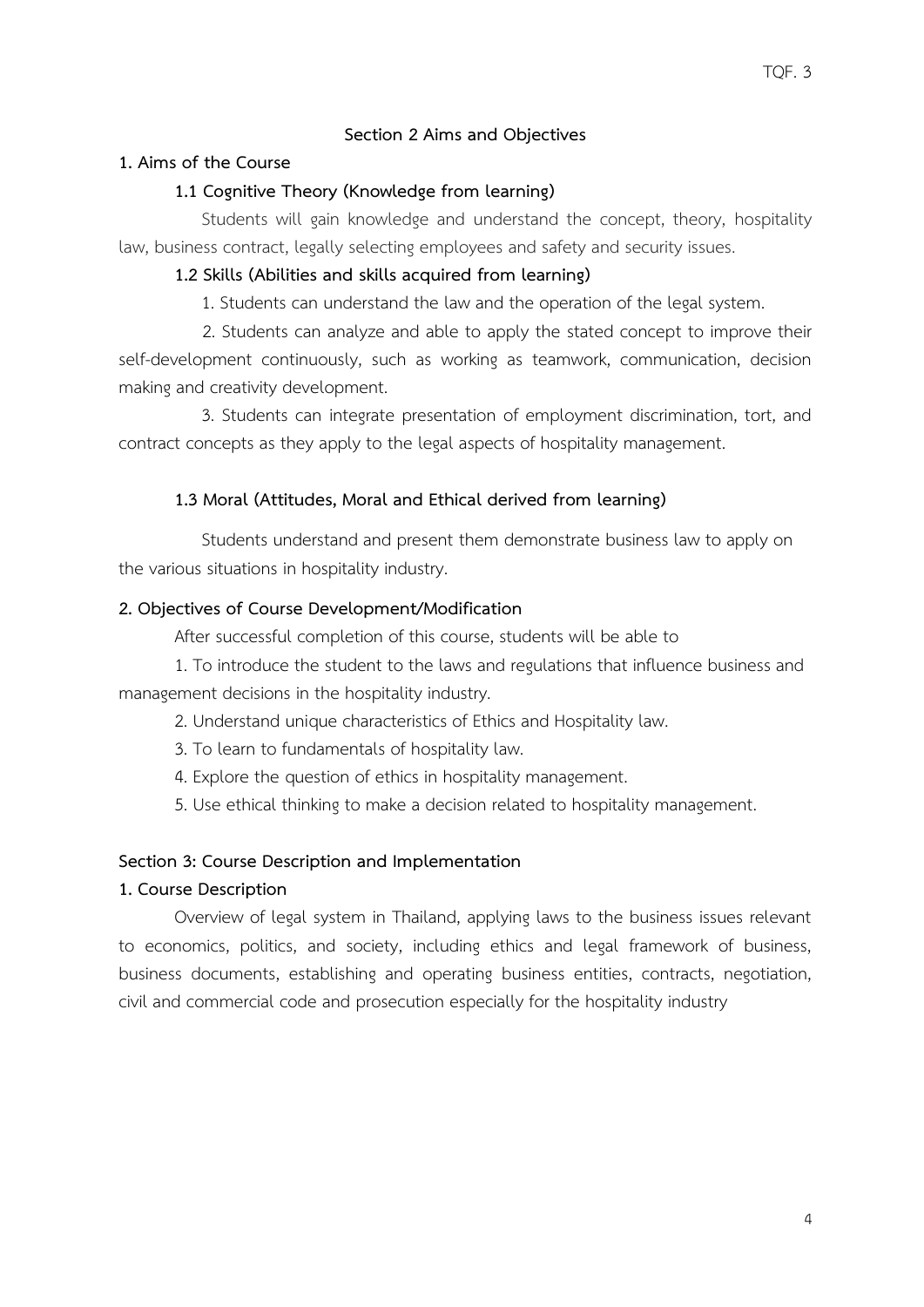## Section 2 Aims and Objectives

### 1. Aims of the Course

#### 1.1 Cognitive Theory (Knowledge from learning)

Students will gain knowledge and understand the concept, theory, hospitality law, business contract, legally selecting employees and safety and security issues.

#### 1.2 Skills (Abilities and skills acquired from learning)

1. Students can understand the law and the operation of the legal system.
2. Students can analyze and able to apply the stated concept to improve their self-development continuously, such as working as teamwork, communication, decision making and creativity development.
3. Students can integrate presentation of employment discrimination, tort, and contract concepts as they apply to the legal aspects of hospitality management.

#### 1.3 Moral (Attitudes, Moral and Ethical derived from learning)

Students understand and present them demonstrate business law to apply on the various situations in hospitality industry.

### 2. Objectives of Course Development/Modification

After successful completion of this course, students will be able to

1. To introduce the student to the laws and regulations that influence business and management decisions in the hospitality industry.
2. Understand unique characteristics of Ethics and Hospitality law.
3. To learn to fundamentals of hospitality law.
4. Explore the question of ethics in hospitality management.
5. Use ethical thinking to make a decision related to hospitality management.

## Section 3: Course Description and Implementation

### 1. Course Description

Overview of legal system in Thailand, applying laws to the business issues relevant to economics, politics, and society, including ethics and legal framework of business, business documents, establishing and operating business entities, contracts, negotiation, civil and commercial code and prosecution especially for the hospitality industry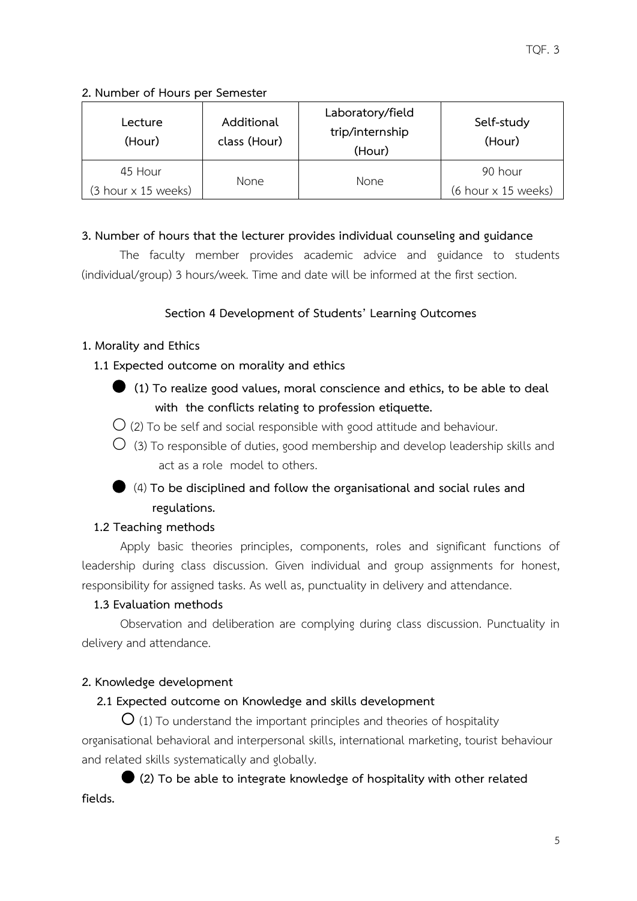**2. Number of Hours per Semester**

| Lecture (Hour) | Additional class (Hour) | Laboratory/field trip/internship (Hour) | Self-study (Hour) |
|---|---|---|---|
| 45 Hour (3 hour x 15 weeks) | None | None | 90 hour (6 hour x 15 weeks) |

**3. Number of hours that the lecturer provides individual counseling and guidance**

The faculty member provides academic advice and guidance to students (individual/group) 3 hours/week. Time and date will be informed at the first section.

## Section 4 Development of Students' Learning Outcomes

**1. Morality and Ethics**

**1.1 Expected outcome on morality and ethics**

● **(1) To realize good values, moral conscience and ethics, to be able to deal with the conflicts relating to profession etiquette.**

○ (2) To be self and social responsible with good attitude and behaviour.

○ (3) To responsible of duties, good membership and develop leadership skills and act as a role model to others.

● (4) **To be disciplined and follow the organisational and social rules and regulations.**

**1.2 Teaching methods**

Apply basic theories principles, components, roles and significant functions of leadership during class discussion. Given individual and group assignments for honest, responsibility for assigned tasks. As well as, punctuality in delivery and attendance.

**1.3 Evaluation methods**

Observation and deliberation are complying during class discussion. Punctuality in delivery and attendance.

**2. Knowledge development**

**2.1 Expected outcome on Knowledge and skills development**

○ (1) To understand the important principles and theories of hospitality organisational behavioral and interpersonal skills, international marketing, tourist behaviour and related skills systematically and globally.

● **(2) To be able to integrate knowledge of hospitality with other related fields.**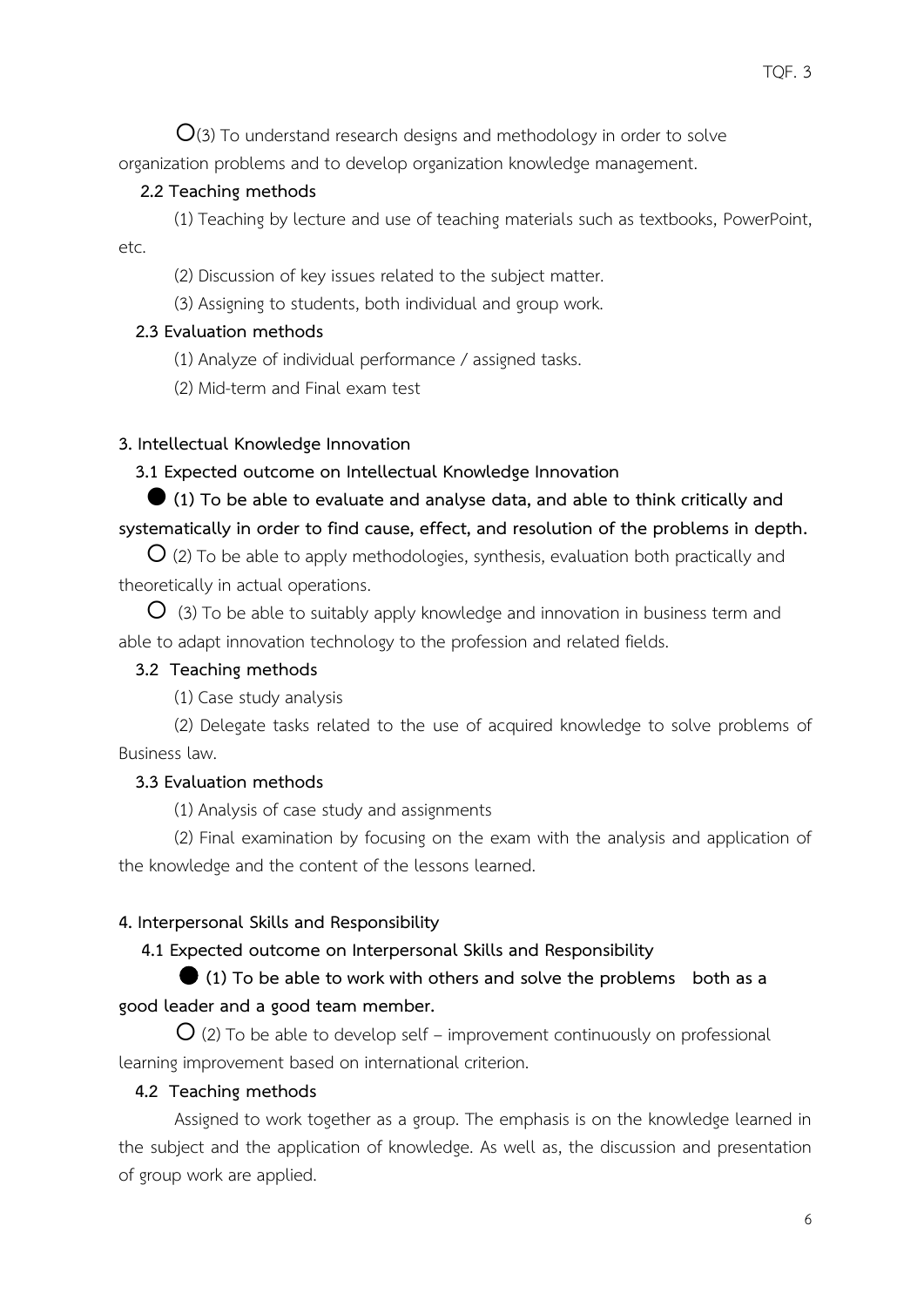○(3) To understand research designs and methodology in order to solve organization problems and to develop organization knowledge management.

**2.2 Teaching methods**

(1) Teaching by lecture and use of teaching materials such as textbooks, PowerPoint, etc.

(2) Discussion of key issues related to the subject matter.

(3) Assigning to students, both individual and group work.

**2.3 Evaluation methods**

(1) Analyze of individual performance / assigned tasks.

(2) Mid-term and Final exam test

**3. Intellectual Knowledge Innovation**

**3.1 Expected outcome on Intellectual Knowledge Innovation**

● **(1) To be able to evaluate and analyse data, and able to think critically and systematically in order to find cause, effect, and resolution of the problems in depth.**

○ (2) To be able to apply methodologies, synthesis, evaluation both practically and theoretically in actual operations.

○ (3) To be able to suitably apply knowledge and innovation in business term and able to adapt innovation technology to the profession and related fields.

**3.2 Teaching methods**

(1) Case study analysis

(2) Delegate tasks related to the use of acquired knowledge to solve problems of Business law.

**3.3 Evaluation methods**

(1) Analysis of case study and assignments

(2) Final examination by focusing on the exam with the analysis and application of the knowledge and the content of the lessons learned.

**4. Interpersonal Skills and Responsibility**

**4.1 Expected outcome on Interpersonal Skills and Responsibility**

● **(1) To be able to work with others and solve the problems both as a good leader and a good team member.**

○ (2) To be able to develop self – improvement continuously on professional learning improvement based on international criterion.

**4.2 Teaching methods**

Assigned to work together as a group. The emphasis is on the knowledge learned in the subject and the application of knowledge. As well as, the discussion and presentation of group work are applied.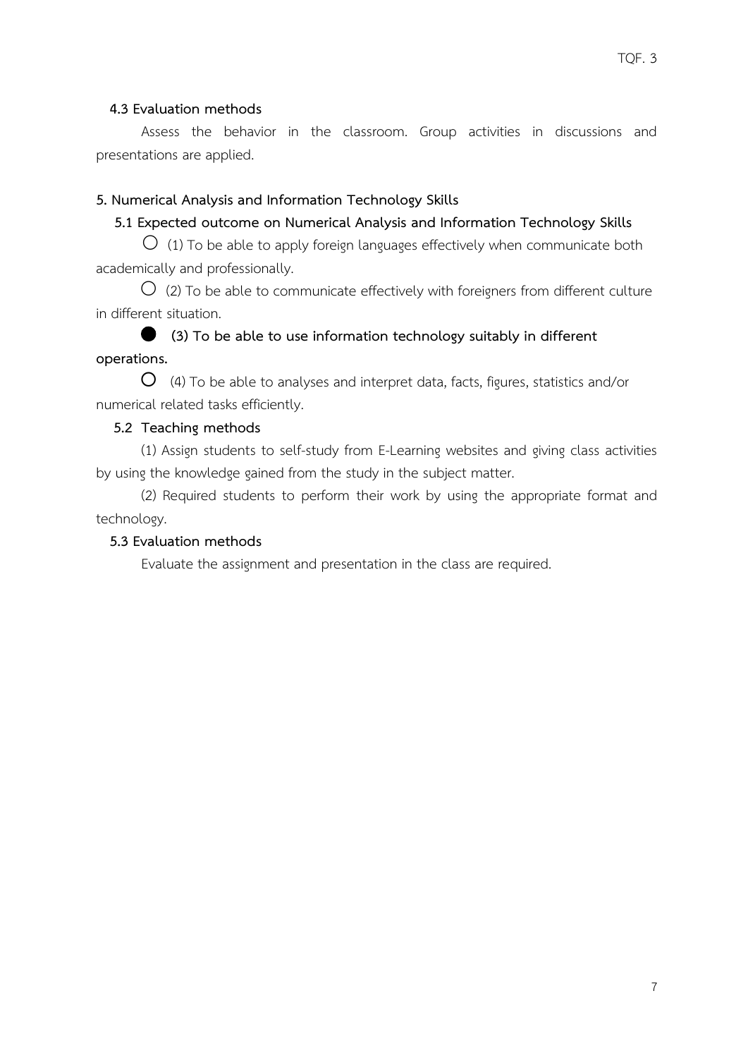**4.3 Evaluation methods**

Assess the behavior in the classroom. Group activities in discussions and presentations are applied.

**5. Numerical Analysis and Information Technology Skills**

**5.1 Expected outcome on Numerical Analysis and Information Technology Skills**

○ (1) To be able to apply foreign languages effectively when communicate both academically and professionally.

○ (2) To be able to communicate effectively with foreigners from different culture in different situation.

● **(3) To be able to use information technology suitably in different operations.**

○ (4) To be able to analyses and interpret data, facts, figures, statistics and/or numerical related tasks efficiently.

**5.2 Teaching methods**

(1) Assign students to self-study from E-Learning websites and giving class activities by using the knowledge gained from the study in the subject matter.

(2) Required students to perform their work by using the appropriate format and technology.

**5.3 Evaluation methods**

Evaluate the assignment and presentation in the class are required.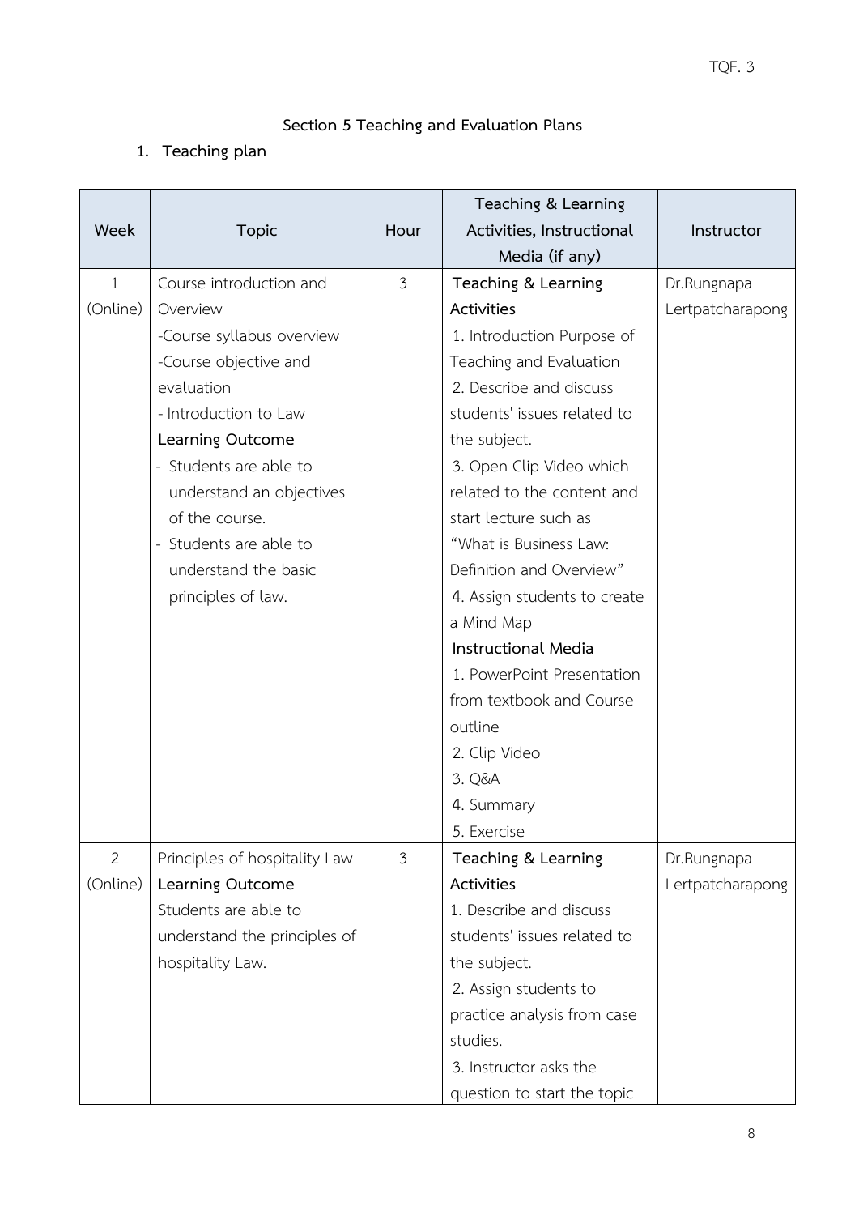## Section 5 Teaching and Evaluation Plans

### 1. Teaching plan

| Week | Topic | Hour | Teaching & Learning Activities, Instructional Media (if any) | Instructor |
|---|---|---|---|---|
| 1 (Online) | Course introduction and Overview<br>-Course syllabus overview<br>-Course objective and evaluation<br>- Introduction to Law<br>**Learning Outcome**<br>- Students are able to understand an objectives of the course.<br>- Students are able to understand the basic principles of law. | 3 | **Teaching & Learning Activities**<br>1. Introduction Purpose of Teaching and Evaluation<br>2. Describe and discuss students' issues related to the subject.<br>3. Open Clip Video which related to the content and start lecture such as "What is Business Law: Definition and Overview"<br>4. Assign students to create a Mind Map<br>**Instructional Media**<br>1. PowerPoint Presentation from textbook and Course outline<br>2. Clip Video<br>3. Q&A<br>4. Summary<br>5. Exercise | Dr.Rungnapa Lertpatcharapong |
| 2 (Online) | Principles of hospitality Law<br>**Learning Outcome**<br>Students are able to understand the principles of hospitality Law. | 3 | **Teaching & Learning Activities**<br>1. Describe and discuss students' issues related to the subject.<br>2. Assign students to practice analysis from case studies.<br>3. Instructor asks the question to start the topic | Dr.Rungnapa Lertpatcharapong |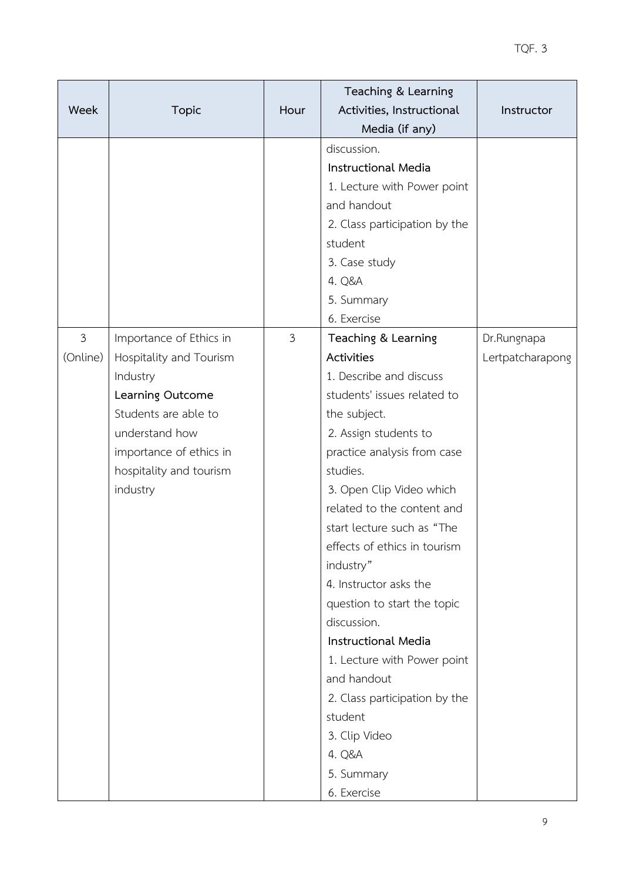| Week | Topic | Hour | Teaching & Learning Activities, Instructional Media (if any) | Instructor |
|---|---|---|---|---|
| | | | discussion.<br>**Instructional Media**<br>1. Lecture with Power point and handout<br>2. Class participation by the student<br>3. Case study<br>4. Q&A<br>5. Summary<br>6. Exercise | |
| 3 (Online) | Importance of Ethics in Hospitality and Tourism Industry<br>**Learning Outcome**<br>Students are able to understand how importance of ethics in hospitality and tourism industry | 3 | **Teaching & Learning Activities**<br>1. Describe and discuss students' issues related to the subject.<br>2. Assign students to practice analysis from case studies.<br>3. Open Clip Video which related to the content and start lecture such as "The effects of ethics in tourism industry"<br>4. Instructor asks the question to start the topic discussion.<br>**Instructional Media**<br>1. Lecture with Power point and handout<br>2. Class participation by the student<br>3. Clip Video<br>4. Q&A<br>5. Summary<br>6. Exercise | Dr.Rungnapa Lertpatcharapong |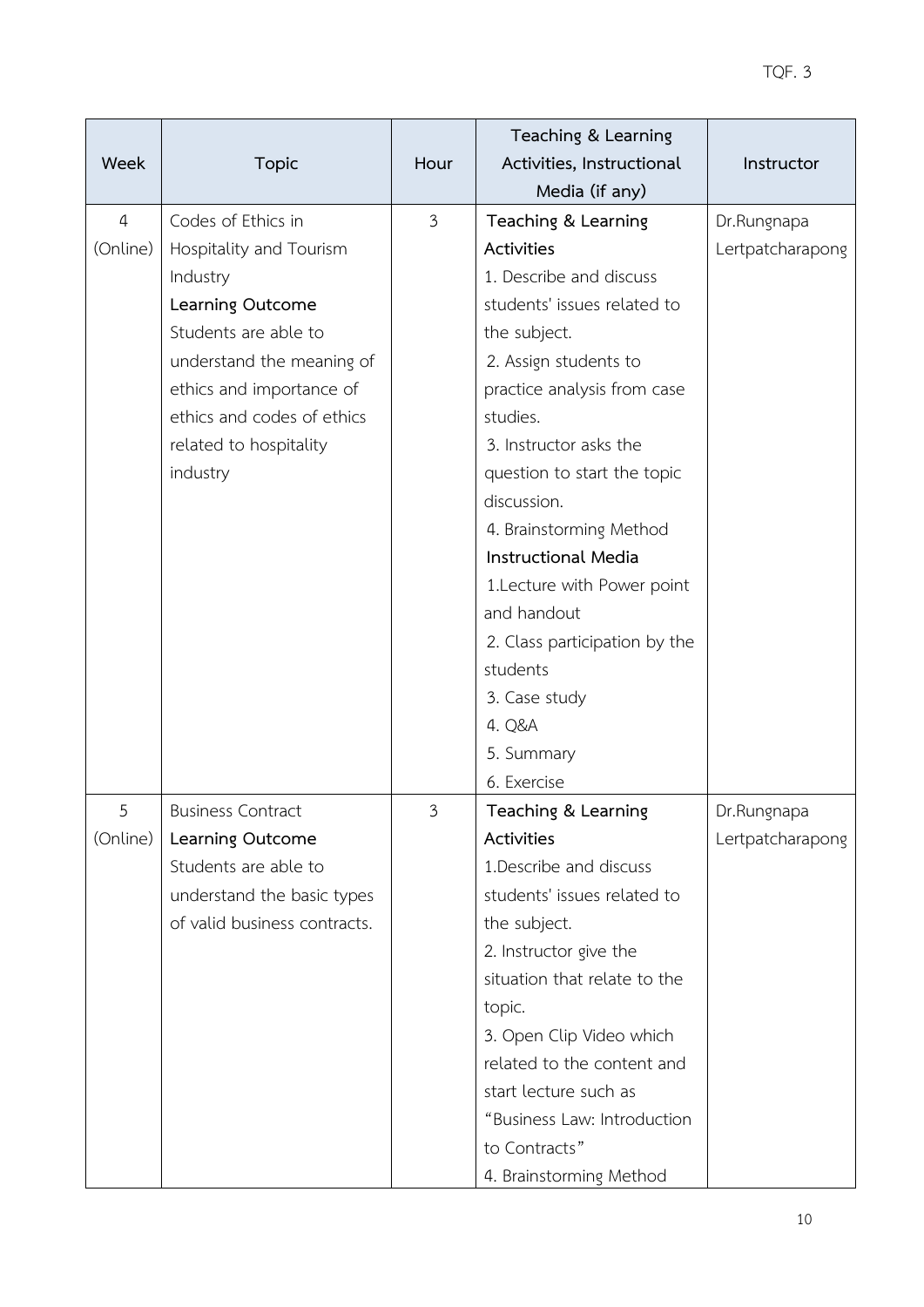| Week | Topic | Hour | Teaching & Learning Activities, Instructional Media (if any) | Instructor |
|---|---|---|---|---|
| 4 (Online) | Codes of Ethics in Hospitality and Tourism Industry<br>**Learning Outcome**<br>Students are able to understand the meaning of ethics and importance of ethics and codes of ethics related to hospitality industry | 3 | **Teaching & Learning Activities**<br>1. Describe and discuss students' issues related to the subject.<br>2. Assign students to practice analysis from case studies.<br>3. Instructor asks the question to start the topic discussion.<br>4. Brainstorming Method<br>**Instructional Media**<br>1.Lecture with Power point and handout<br>2. Class participation by the students<br>3. Case study<br>4. Q&A<br>5. Summary<br>6. Exercise | Dr.Rungnapa Lertpatcharapong |
| 5 (Online) | Business Contract<br>**Learning Outcome**<br>Students are able to understand the basic types of valid business contracts. | 3 | **Teaching & Learning Activities**<br>1.Describe and discuss students' issues related to the subject.<br>2. Instructor give the situation that relate to the topic.<br>3. Open Clip Video which related to the content and start lecture such as "Business Law: Introduction to Contracts"<br>4. Brainstorming Method | Dr.Rungnapa Lertpatcharapong |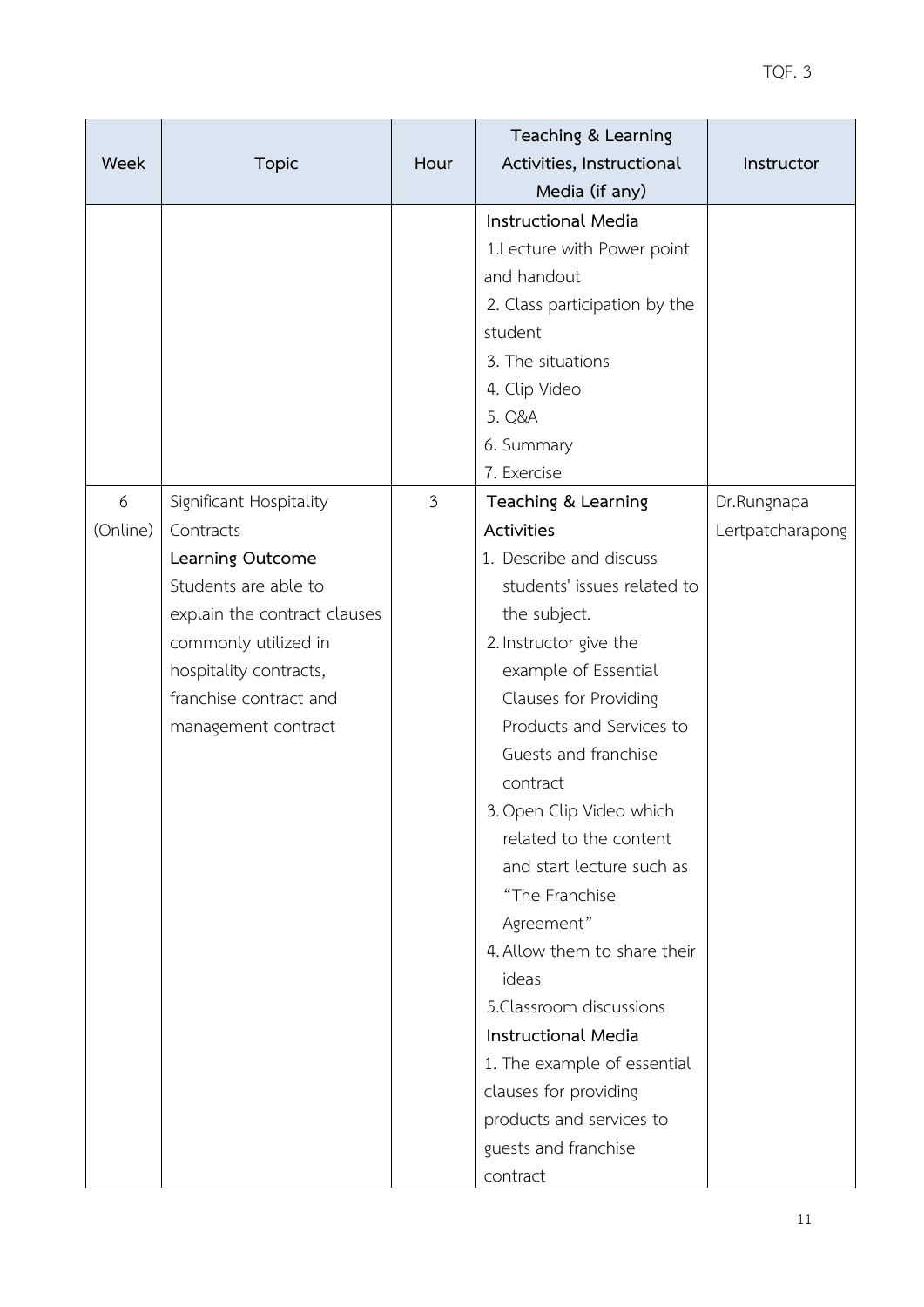| Week | Topic | Hour | Teaching & Learning Activities, Instructional Media (if any) | Instructor |
|---|---|---|---|---|
| | | | **Instructional Media**<br>1.Lecture with Power point and handout<br>2. Class participation by the student<br>3. The situations<br>4. Clip Video<br>5. Q&A<br>6. Summary<br>7. Exercise | |
| 6 (Online) | Significant Hospitality Contracts<br>**Learning Outcome**<br>Students are able to explain the contract clauses commonly utilized in hospitality contracts, franchise contract and management contract | 3 | **Teaching & Learning Activities**<br>1. Describe and discuss students' issues related to the subject.<br>2. Instructor give the example of Essential Clauses for Providing Products and Services to Guests and franchise contract<br>3. Open Clip Video which related to the content and start lecture such as "The Franchise Agreement"<br>4. Allow them to share their ideas<br>5.Classroom discussions<br>**Instructional Media**<br>1. The example of essential clauses for providing products and services to guests and franchise contract | Dr.Rungnapa Lertpatcharapong |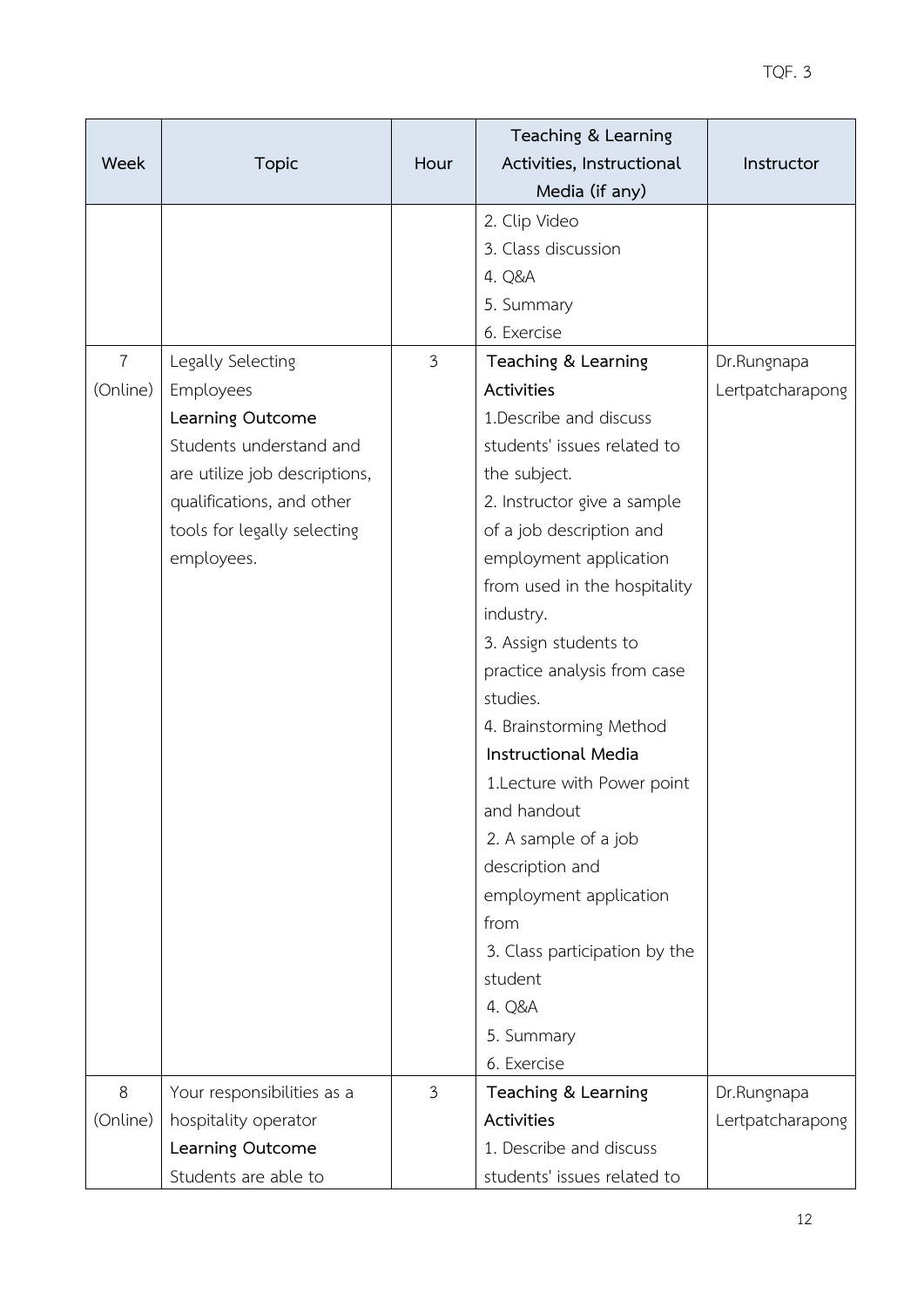| Week | Topic | Hour | Teaching & Learning Activities, Instructional Media (if any) | Instructor |
|---|---|---|---|---|
| | | | 2. Clip Video<br>3. Class discussion<br>4. Q&A<br>5. Summary<br>6. Exercise | |
| 7 (Online) | Legally Selecting Employees<br>**Learning Outcome**<br>Students understand and are utilize job descriptions, qualifications, and other tools for legally selecting employees. | 3 | **Teaching & Learning Activities**<br>1.Describe and discuss students' issues related to the subject.<br>2. Instructor give a sample of a job description and employment application from used in the hospitality industry.<br>3. Assign students to practice analysis from case studies.<br>4. Brainstorming Method<br>**Instructional Media**<br>1.Lecture with Power point and handout<br>2. A sample of a job description and employment application from<br>3. Class participation by the student<br>4. Q&A<br>5. Summary<br>6. Exercise | Dr.Rungnapa Lertpatcharapong |
| 8 (Online) | Your responsibilities as a hospitality operator<br>**Learning Outcome**<br>Students are able to | 3 | **Teaching & Learning Activities**<br>1. Describe and discuss students' issues related to | Dr.Rungnapa Lertpatcharapong |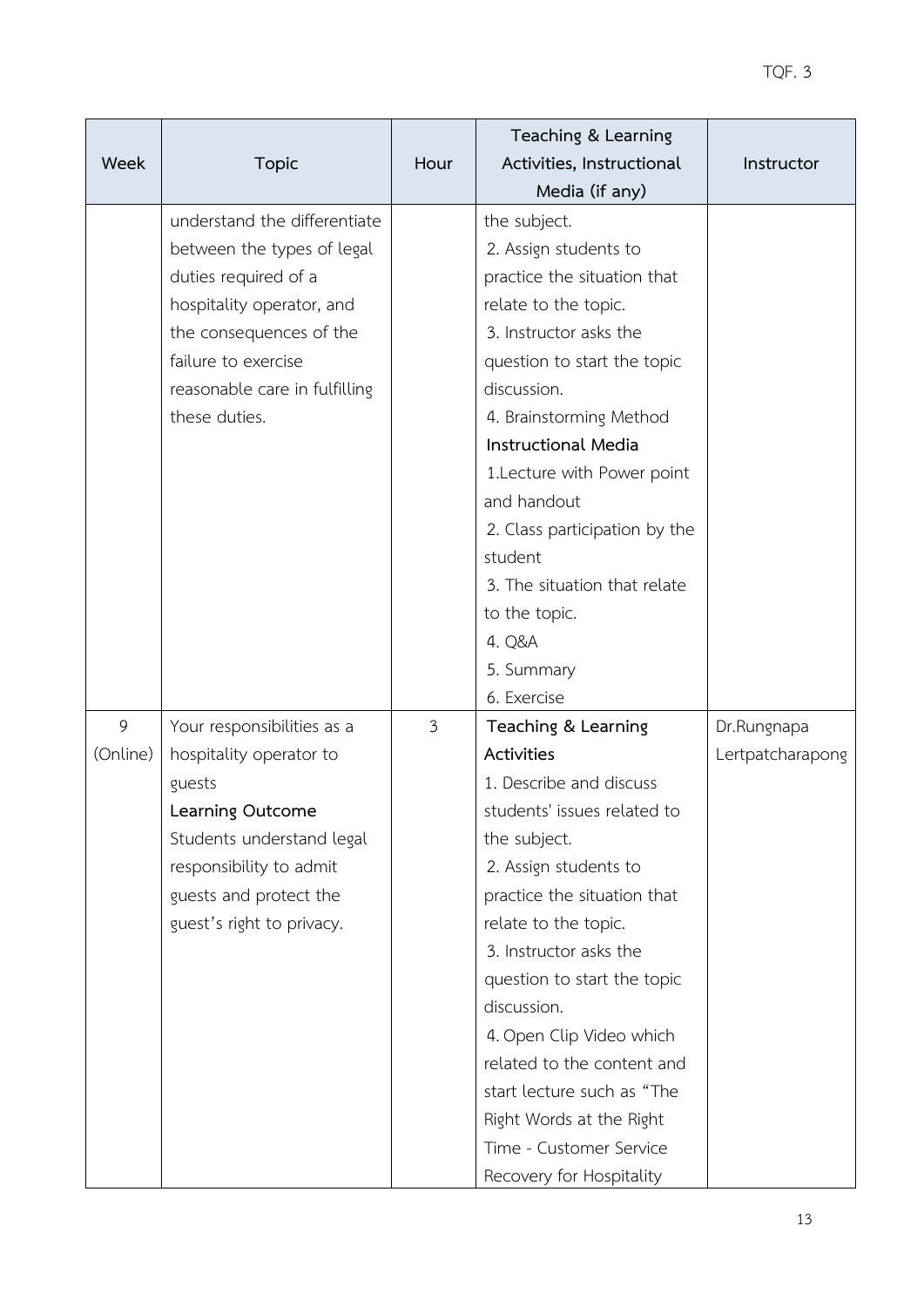| Week | Topic | Hour | Teaching & Learning Activities, Instructional Media (if any) | Instructor |
|---|---|---|---|---|
| | understand the differentiate between the types of legal duties required of a hospitality operator, and the consequences of the failure to exercise reasonable care in fulfilling these duties. | | the subject.<br>2. Assign students to practice the situation that relate to the topic.<br>3. Instructor asks the question to start the topic discussion.<br>4. Brainstorming Method<br>**Instructional Media**<br>1.Lecture with Power point and handout<br>2. Class participation by the student<br>3. The situation that relate to the topic.<br>4. Q&A<br>5. Summary<br>6. Exercise | |
| 9 (Online) | Your responsibilities as a hospitality operator to guests<br>**Learning Outcome**<br>Students understand legal responsibility to admit guests and protect the guest's right to privacy. | 3 | **Teaching & Learning Activities**<br>1. Describe and discuss students' issues related to the subject.<br>2. Assign students to practice the situation that relate to the topic.<br>3. Instructor asks the question to start the topic discussion.<br>4. Open Clip Video which related to the content and start lecture such as "The Right Words at the Right Time - Customer Service Recovery for Hospitality | Dr.Rungnapa Lertpatcharapong |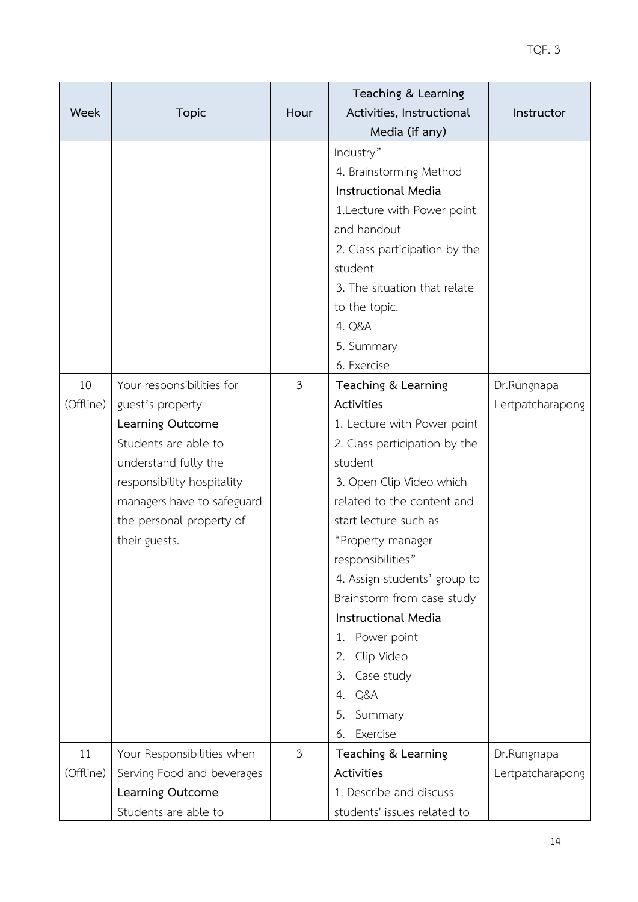| Week | Topic | Hour | Teaching & Learning Activities, Instructional Media (if any) | Instructor |
|---|---|---|---|---|
| | | | Industry"<br>4. Brainstorming Method<br>**Instructional Media**<br>1.Lecture with Power point and handout<br>2. Class participation by the student<br>3. The situation that relate to the topic.<br>4. Q&A<br>5. Summary<br>6. Exercise | |
| 10 (Offline) | Your responsibilities for guest's property<br>**Learning Outcome**<br>Students are able to understand fully the responsibility hospitality managers have to safeguard the personal property of their guests. | 3 | **Teaching & Learning Activities**<br>1. Lecture with Power point<br>2. Class participation by the student<br>3. Open Clip Video which related to the content and start lecture such as "Property manager responsibilities"<br>4. Assign students' group to Brainstorm from case study<br>**Instructional Media**<br>1. Power point<br>2. Clip Video<br>3. Case study<br>4. Q&A<br>5. Summary<br>6. Exercise | Dr.Rungnapa Lertpatcharapong |
| 11 (Offline) | Your Responsibilities when Serving Food and beverages<br>**Learning Outcome**<br>Students are able to | 3 | **Teaching & Learning Activities**<br>1. Describe and discuss students' issues related to | Dr.Rungnapa Lertpatcharapong |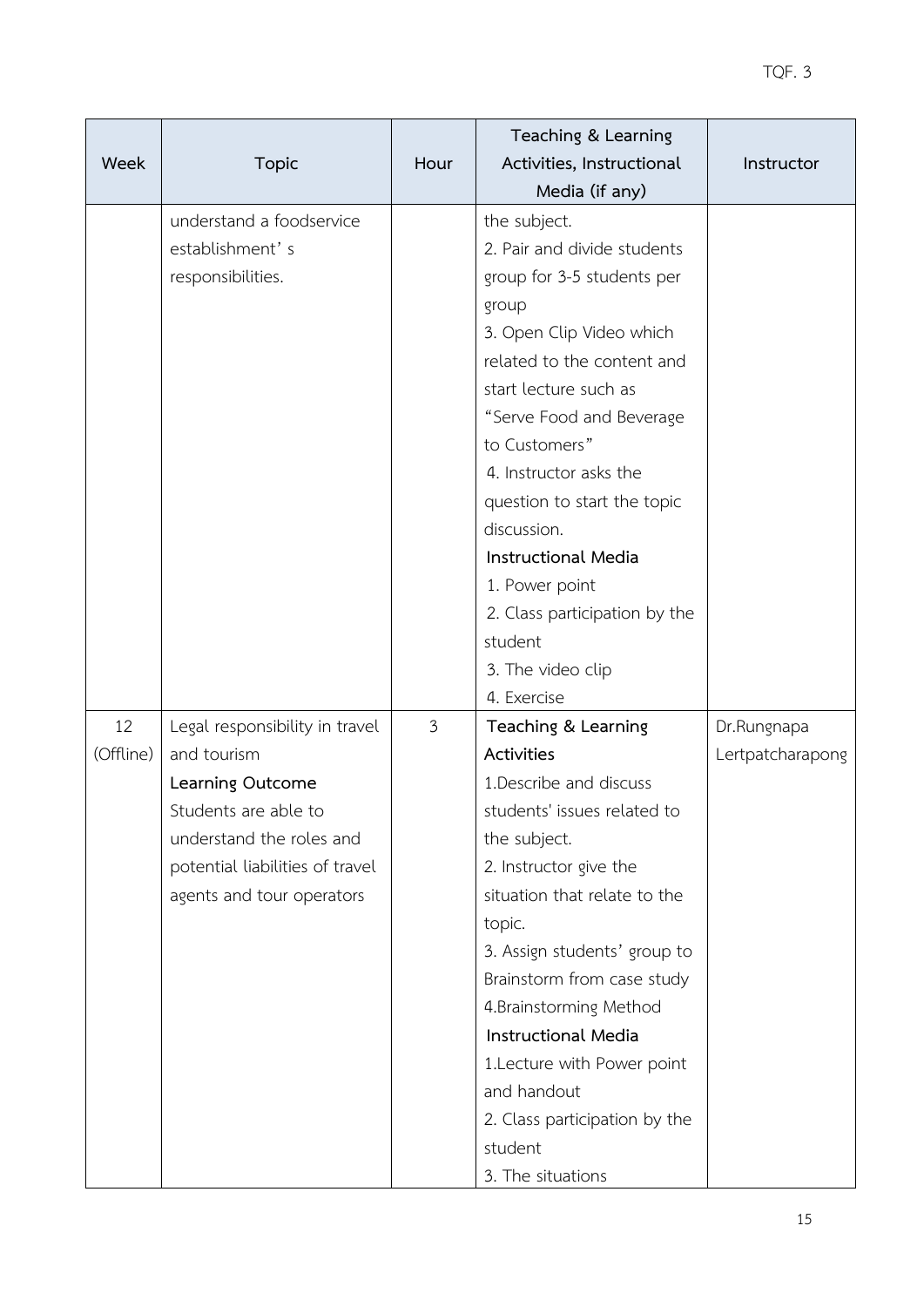| Week | Topic | Hour | Teaching & Learning Activities, Instructional Media (if any) | Instructor |
|---|---|---|---|---|
| | understand a foodservice establishment' s responsibilities. | | the subject.<br>2. Pair and divide students group for 3-5 students per group<br>3. Open Clip Video which related to the content and start lecture such as "Serve Food and Beverage to Customers"<br>4. Instructor asks the question to start the topic discussion.<br>**Instructional Media**<br>1. Power point<br>2. Class participation by the student<br>3. The video clip<br>4. Exercise | |
| 12 (Offline) | Legal responsibility in travel and tourism<br>**Learning Outcome**<br>Students are able to understand the roles and potential liabilities of travel agents and tour operators | 3 | **Teaching & Learning Activities**<br>1.Describe and discuss students' issues related to the subject.<br>2. Instructor give the situation that relate to the topic.<br>3. Assign students' group to Brainstorm from case study<br>4.Brainstorming Method<br>**Instructional Media**<br>1.Lecture with Power point and handout<br>2. Class participation by the student<br>3. The situations | Dr.Rungnapa Lertpatcharapong |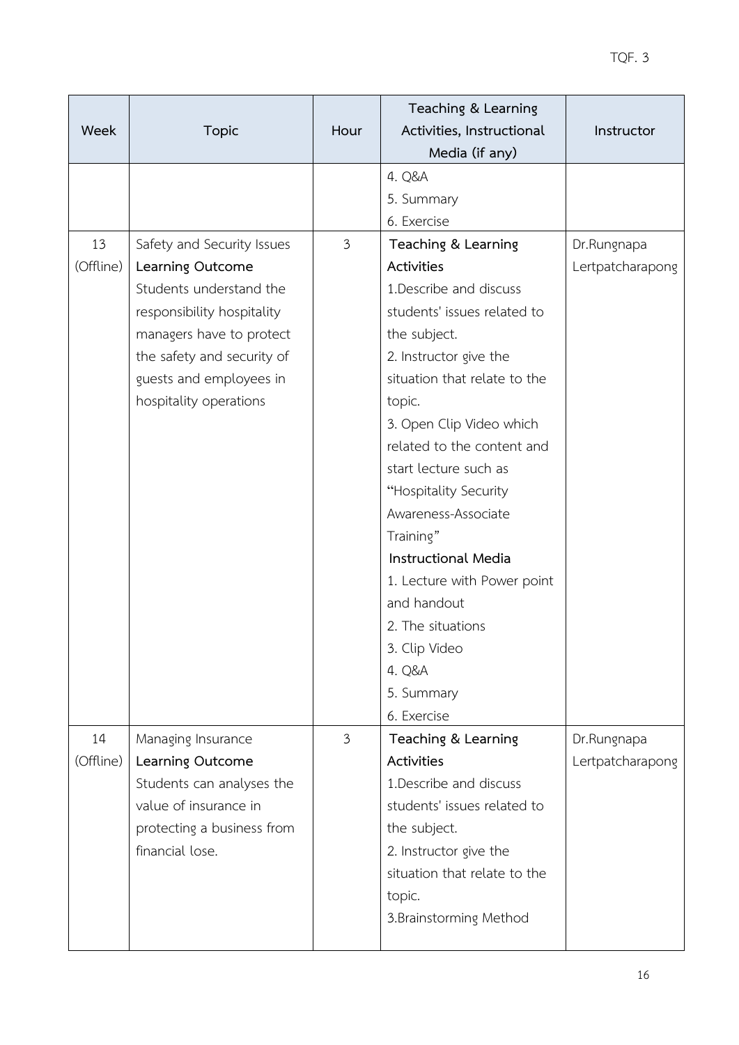| Week | Topic | Hour | Teaching & Learning Activities, Instructional Media (if any) | Instructor |
|---|---|---|---|---|
| | | | 4. Q&A<br>5. Summary<br>6. Exercise | |
| 13 (Offline) | Safety and Security Issues<br>**Learning Outcome**<br>Students understand the responsibility hospitality managers have to protect the safety and security of guests and employees in hospitality operations | 3 | **Teaching & Learning Activities**<br>1.Describe and discuss students' issues related to the subject.<br>2. Instructor give the situation that relate to the topic.<br>3. Open Clip Video which related to the content and start lecture such as "Hospitality Security Awareness-Associate Training"<br>**Instructional Media**<br>1. Lecture with Power point and handout<br>2. The situations<br>3. Clip Video<br>4. Q&A<br>5. Summary<br>6. Exercise | Dr.Rungnapa Lertpatcharapong |
| 14 (Offline) | Managing Insurance<br>**Learning Outcome**<br>Students can analyses the value of insurance in protecting a business from financial lose. | 3 | **Teaching & Learning Activities**<br>1.Describe and discuss students' issues related to the subject.<br>2. Instructor give the situation that relate to the topic.<br>3.Brainstorming Method | Dr.Rungnapa Lertpatcharapong |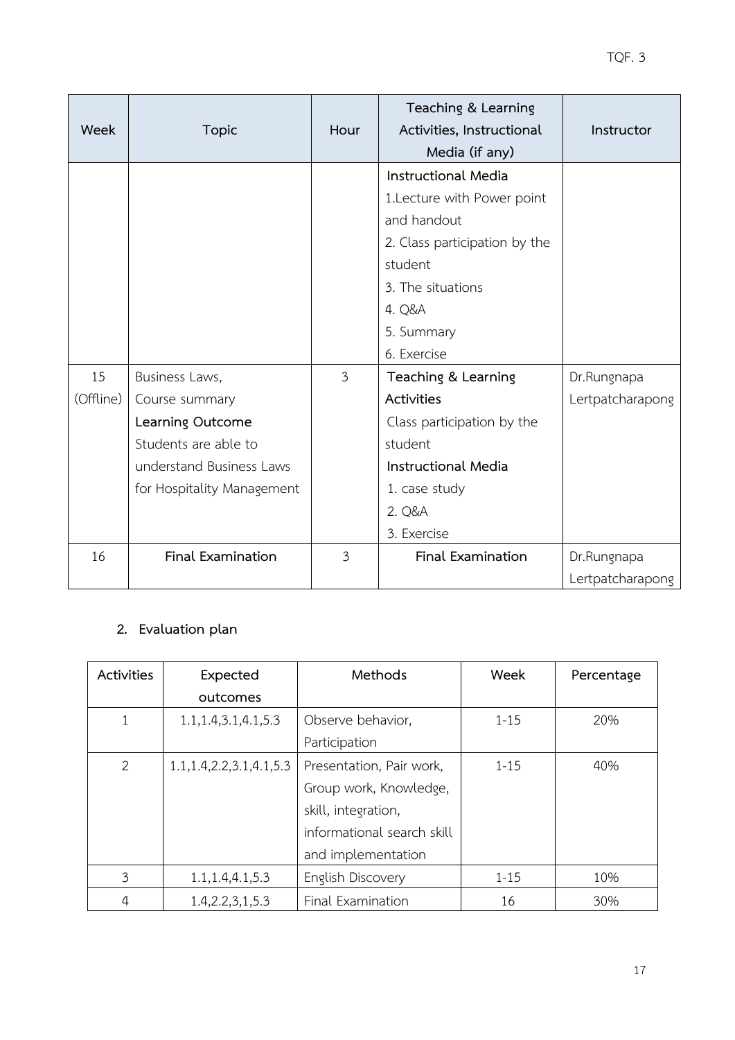| Week | Topic | Hour | Teaching & Learning Activities, Instructional Media (if any) | Instructor |
|---|---|---|---|---|
| | | | **Instructional Media**<br>1.Lecture with Power point and handout<br>2. Class participation by the student<br>3. The situations<br>4. Q&A<br>5. Summary<br>6. Exercise | |
| 15 (Offline) | Business Laws,<br>Course summary<br>**Learning Outcome**<br>Students are able to understand Business Laws for Hospitality Management | 3 | **Teaching & Learning Activities**<br>Class participation by the student<br>**Instructional Media**<br>1. case study<br>2. Q&A<br>3. Exercise | Dr.Rungnapa Lertpatcharapong |
| 16 | **Final Examination** | 3 | **Final Examination** | Dr.Rungnapa Lertpatcharapong |

## 2. Evaluation plan

| Activities | Expected outcomes | Methods | Week | Percentage |
|---|---|---|---|---|
| 1 | 1.1,1.4,3.1,4.1,5.3 | Observe behavior, Participation | 1-15 | 20% |
| 2 | 1.1,1.4,2.2,3.1,4.1,5.3 | Presentation, Pair work, Group work, Knowledge, skill, integration, informational search skill and implementation | 1-15 | 40% |
| 3 | 1.1,1.4,4.1,5.3 | English Discovery | 1-15 | 10% |
| 4 | 1.4,2.2,3,1,5.3 | Final Examination | 16 | 30% |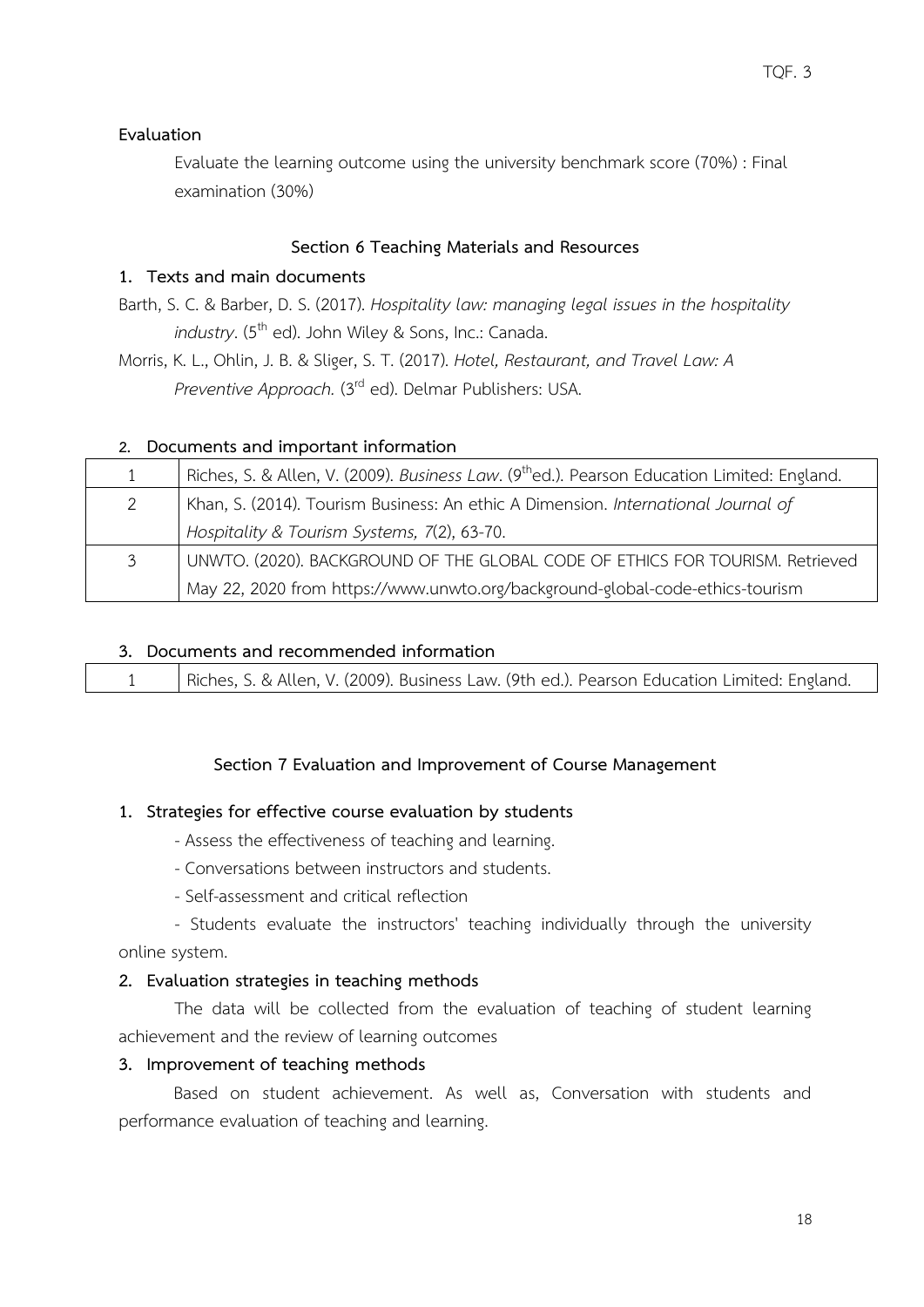**Evaluation**

Evaluate the learning outcome using the university benchmark score (70%) : Final examination (30%)

## Section 6 Teaching Materials and Resources

### 1. Texts and main documents

Barth, S. C. & Barber, D. S. (2017). *Hospitality law: managing legal issues in the hospitality industry*. (5th ed). John Wiley & Sons, Inc.: Canada.

Morris, K. L., Ohlin, J. B. & Sliger, S. T. (2017). *Hotel, Restaurant, and Travel Law: A Preventive Approach.* (3rd ed). Delmar Publishers: USA.

### 2. Documents and important information

| | |
|---|---|
| 1 | Riches, S. & Allen, V. (2009). *Business Law*. (9th ed.). Pearson Education Limited: England. |
| 2 | Khan, S. (2014). Tourism Business: An ethic A Dimension. *International Journal of Hospitality & Tourism Systems, 7*(2), 63-70. |
| 3 | UNWTO. (2020). BACKGROUND OF THE GLOBAL CODE OF ETHICS FOR TOURISM. Retrieved May 22, 2020 from https://www.unwto.org/background-global-code-ethics-tourism |

### 3. Documents and recommended information

| | |
|---|---|
| 1 | Riches, S. & Allen, V. (2009). Business Law. (9th ed.). Pearson Education Limited: England. |

## Section 7 Evaluation and Improvement of Course Management

### 1. Strategies for effective course evaluation by students

- Assess the effectiveness of teaching and learning.
- Conversations between instructors and students.
- Self-assessment and critical reflection
- Students evaluate the instructors' teaching individually through the university online system.

### 2. Evaluation strategies in teaching methods

The data will be collected from the evaluation of teaching of student learning achievement and the review of learning outcomes

### 3. Improvement of teaching methods

Based on student achievement. As well as, Conversation with students and performance evaluation of teaching and learning.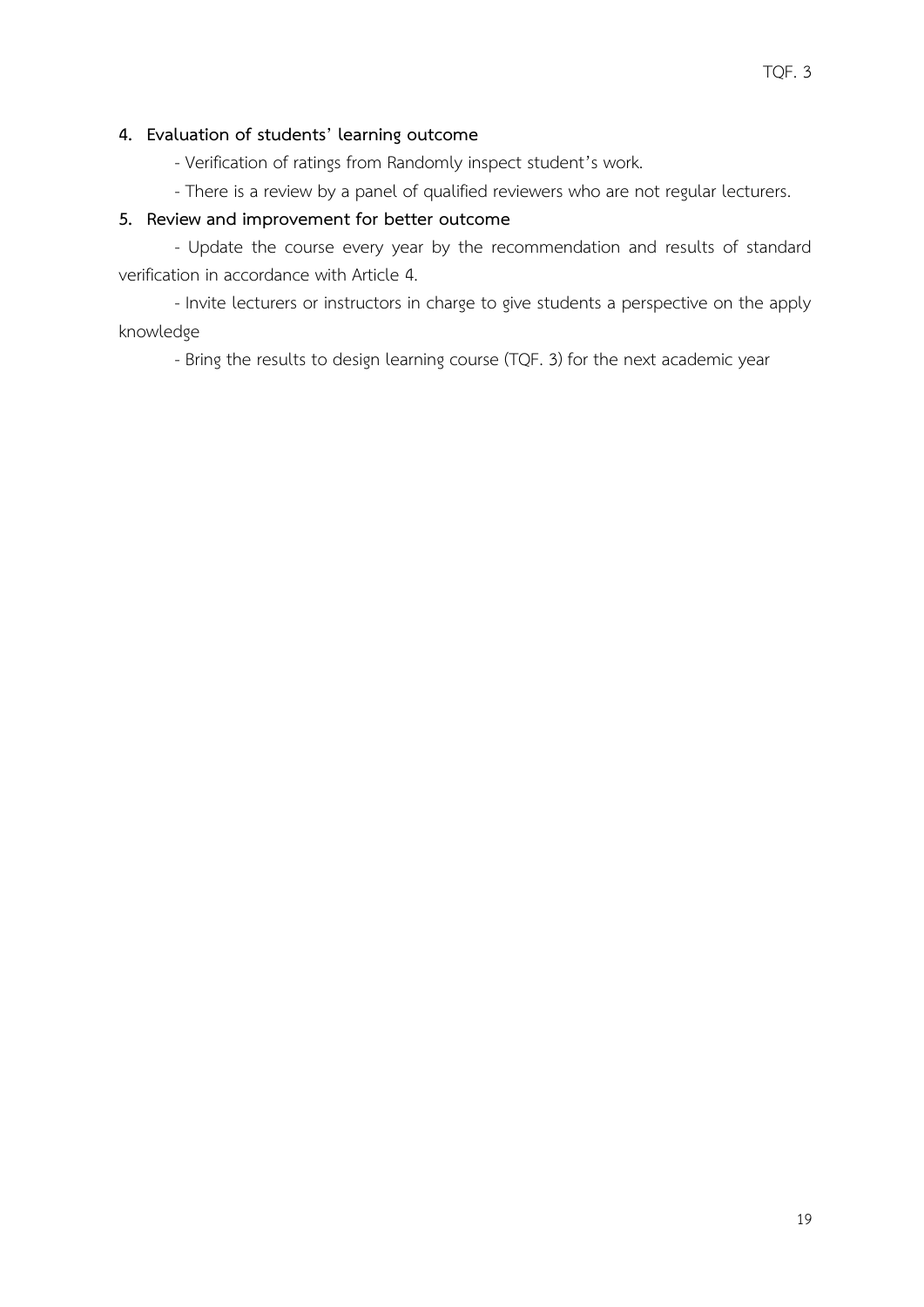**4. Evaluation of students' learning outcome**

- Verification of ratings from Randomly inspect student's work.
- There is a review by a panel of qualified reviewers who are not regular lecturers.

**5. Review and improvement for better outcome**

- Update the course every year by the recommendation and results of standard verification in accordance with Article 4.
- Invite lecturers or instructors in charge to give students a perspective on the apply knowledge
- Bring the results to design learning course (TQF. 3) for the next academic year